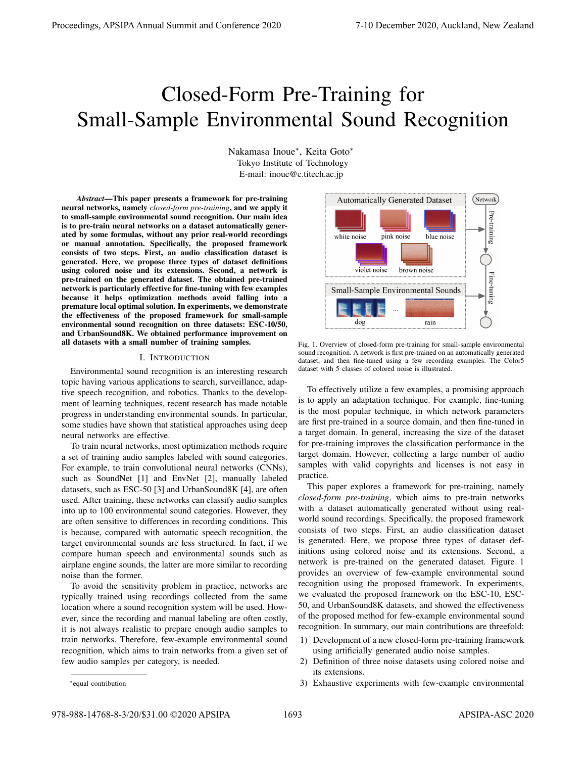# Closed-Form Pre-Training for Small-Sample Environmental Sound Recognition

Nakamasa Inoue*, Keita Goto*
Tokyo Institute of Technology
E-mail: inoue@c.titech.ac.jp

***Abstract*—This paper presents a framework for pre-training neural networks, namely *closed-form pre-training*, and we apply it to small-sample environmental sound recognition. Our main idea is to pre-train neural networks on a dataset automatically generated by some formulas, without any prior real-world recordings or manual annotation. Specifically, the proposed framework consists of two steps. First, an audio classification dataset is generated. Here, we propose three types of dataset definitions using colored noise and its extensions. Second, a network is pre-trained on the generated dataset. The obtained pre-trained network is particularly effective for fine-tuning with few examples because it helps optimization methods avoid falling into a premature local optimal solution. In experiments, we demonstrate the effectiveness of the proposed framework for small-sample environmental sound recognition on three datasets: ESC-10/50, and UrbanSound8K. We obtained performance improvement on all datasets with a small number of training samples.**

## I. Introduction

Environmental sound recognition is an interesting research topic having various applications to search, surveillance, adaptive speech recognition, and robotics. Thanks to the development of learning techniques, recent research has made notable progress in understanding environmental sounds. In particular, some studies have shown that statistical approaches using deep neural networks are effective.

To train neural networks, most optimization methods require a set of training audio samples labeled with sound categories. For example, to train convolutional neural networks (CNNs), such as SoundNet [1] and EnvNet [2], manually labeled datasets, such as ESC-50 [3] and UrbanSound8K [4], are often used. After training, these networks can classify audio samples into up to 100 environmental sound categories. However, they are often sensitive to differences in recording conditions. This is because, compared with automatic speech recognition, the target environmental sounds are less structured. In fact, if we compare human speech and environmental sounds such as airplane engine sounds, the latter are more similar to recording noise than the former.

To avoid the sensitivity problem in practice, networks are typically trained using recordings collected from the same location where a sound recognition system will be used. However, since the recording and manual labeling are often costly, it is not always realistic to prepare enough audio samples to train networks. Therefore, few-example environmental sound recognition, which aims to train networks from a given set of few audio samples per category, is needed.

Fig. 1. Overview of closed-form pre-training for small-sample environmental sound recognition. A network is first pre-trained on an automatically generated dataset, and then fine-tuned using a few recording examples. The Color5 dataset with 5 classes of colored noise is illustrated.

To effectively utilize a few examples, a promising approach is to apply an adaptation technique. For example, fine-tuning is the most popular technique, in which network parameters are first pre-trained in a source domain, and then fine-tuned in a target domain. In general, increasing the size of the dataset for pre-training improves the classification performance in the target domain. However, collecting a large number of audio samples with valid copyrights and licenses is not easy in practice.

This paper explores a framework for pre-training, namely *closed-form pre-training*, which aims to pre-train networks with a dataset automatically generated without using real-world sound recordings. Specifically, the proposed framework consists of two steps. First, an audio classification dataset is generated. Here, we propose three types of dataset definitions using colored noise and its extensions. Second, a network is pre-trained on the generated dataset. Figure 1 provides an overview of few-example environmental sound recognition using the proposed framework. In experiments, we evaluated the proposed framework on the ESC-10, ESC-50, and UrbanSound8K datasets, and showed the effectiveness of the proposed method for few-example environmental sound recognition. In summary, our main contributions are threefold:

1) Development of a new closed-form pre-training framework using artificially generated audio noise samples.
2) Definition of three noise datasets using colored noise and its extensions.
3) Exhaustive experiments with few-example environmental

*equal contribution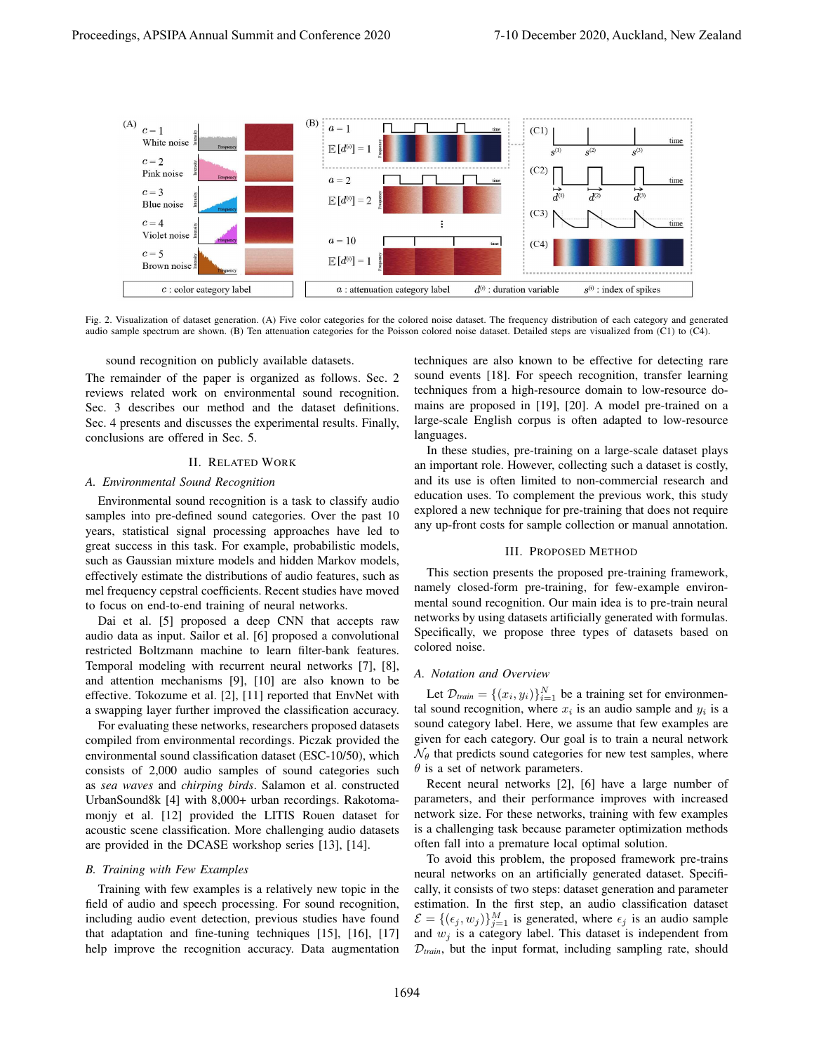Fig. 2. Visualization of dataset generation. (A) Five color categories for the colored noise dataset. The frequency distribution of each category and generated audio sample spectrum are shown. (B) Ten attenuation categories for the Poisson colored noise dataset. Detailed steps are visualized from (C1) to (C4).

sound recognition on publicly available datasets.

The remainder of the paper is organized as follows. Sec. 2 reviews related work on environmental sound recognition. Sec. 3 describes our method and the dataset definitions. Sec. 4 presents and discusses the experimental results. Finally, conclusions are offered in Sec. 5.

## II. Related Work

### A. Environmental Sound Recognition

Environmental sound recognition is a task to classify audio samples into pre-defined sound categories. Over the past 10 years, statistical signal processing approaches have led to great success in this task. For example, probabilistic models, such as Gaussian mixture models and hidden Markov models, effectively estimate the distributions of audio features, such as mel frequency cepstral coefficients. Recent studies have moved to focus on end-to-end training of neural networks.

Dai et al. [5] proposed a deep CNN that accepts raw audio data as input. Sailor et al. [6] proposed a convolutional restricted Boltzmann machine to learn filter-bank features. Temporal modeling with recurrent neural networks [7], [8], and attention mechanisms [9], [10] are also known to be effective. Tokozume et al. [2], [11] reported that EnvNet with a swapping layer further improved the classification accuracy.

For evaluating these networks, researchers proposed datasets compiled from environmental recordings. Piczak provided the environmental sound classification dataset (ESC-10/50), which consists of 2,000 audio samples of sound categories such as *sea waves* and *chirping birds*. Salamon et al. constructed UrbanSound8k [4] with 8,000+ urban recordings. Rakotomamonjy et al. [12] provided the LITIS Rouen dataset for acoustic scene classification. More challenging audio datasets are provided in the DCASE workshop series [13], [14].

### B. Training with Few Examples

Training with few examples is a relatively new topic in the field of audio and speech processing. For sound recognition, including audio event detection, previous studies have found that adaptation and fine-tuning techniques [15], [16], [17] help improve the recognition accuracy. Data augmentation techniques are also known to be effective for detecting rare sound events [18]. For speech recognition, transfer learning techniques from a high-resource domain to low-resource domains are proposed in [19], [20]. A model pre-trained on a large-scale English corpus is often adapted to low-resource languages.

In these studies, pre-training on a large-scale dataset plays an important role. However, collecting such a dataset is costly, and its use is often limited to non-commercial research and education uses. To complement the previous work, this study explored a new technique for pre-training that does not require any up-front costs for sample collection or manual annotation.

## III. Proposed Method

This section presents the proposed pre-training framework, namely closed-form pre-training, for few-example environmental sound recognition. Our main idea is to pre-train neural networks by using datasets artificially generated with formulas. Specifically, we propose three types of datasets based on colored noise.

### A. Notation and Overview

Let $\mathcal{D}_{train} = \{(x_i, y_i)\}_{i=1}^{N}$ be a training set for environmental sound recognition, where $x_i$ is an audio sample and $y_i$ is a sound category label. Here, we assume that few examples are given for each category. Our goal is to train a neural network $\mathcal{N}_\theta$ that predicts sound categories for new test samples, where $\theta$ is a set of network parameters.

Recent neural networks [2], [6] have a large number of parameters, and their performance improves with increased network size. For these networks, training with few examples is a challenging task because parameter optimization methods often fall into a premature local optimal solution.

To avoid this problem, the proposed framework pre-trains neural networks on an artificially generated dataset. Specifically, it consists of two steps: dataset generation and parameter estimation. In the first step, an audio classification dataset $\mathcal{E} = \{(\epsilon_j, w_j)\}_{j=1}^{M}$ is generated, where $\epsilon_j$ is an audio sample and $w_j$ is a category label. This dataset is independent from $\mathcal{D}_{train}$, but the input format, including sampling rate, should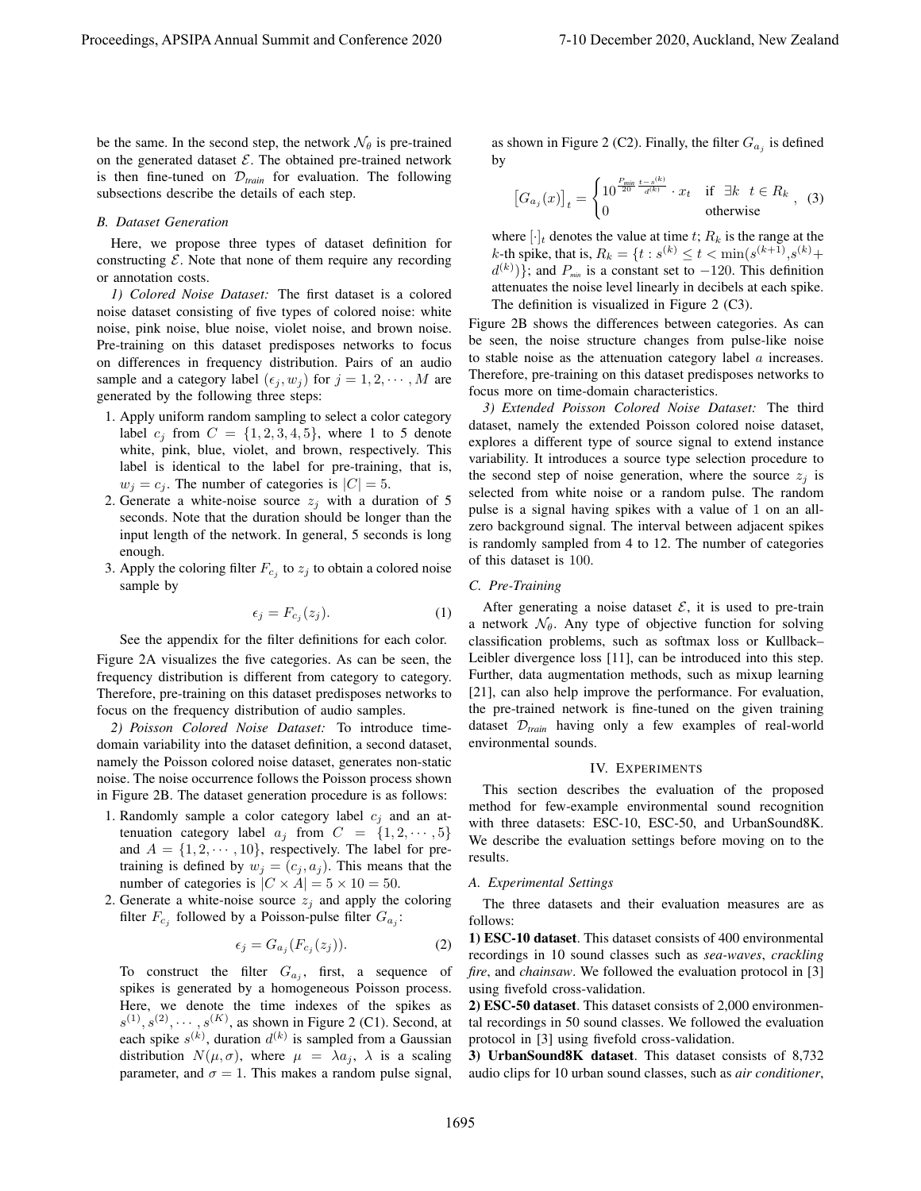be the same. In the second step, the network $\mathcal{N}_\theta$ is pre-trained on the generated dataset $\mathcal{E}$. The obtained pre-trained network is then fine-tuned on $\mathcal{D}_{train}$ for evaluation. The following subsections describe the details of each step.

### B. Dataset Generation

Here, we propose three types of dataset definition for constructing $\mathcal{E}$. Note that none of them require any recording or annotation costs.

*1) Colored Noise Dataset:* The first dataset is a colored noise dataset consisting of five types of colored noise: white noise, pink noise, blue noise, violet noise, and brown noise. Pre-training on this dataset predisposes networks to focus on differences in frequency distribution. Pairs of an audio sample and a category label $(\epsilon_j, w_j)$ for $j = 1, 2, \cdots, M$ are generated by the following three steps:

1. Apply uniform random sampling to select a color category label $c_j$ from $C = \{1, 2, 3, 4, 5\}$, where 1 to 5 denote white, pink, blue, violet, and brown, respectively. This label is identical to the label for pre-training, that is, $w_j = c_j$. The number of categories is $|C| = 5$.
2. Generate a white-noise source $z_j$ with a duration of 5 seconds. Note that the duration should be longer than the input length of the network. In general, 5 seconds is long enough.
3. Apply the coloring filter $F_{c_j}$ to $z_j$ to obtain a colored noise sample by

$$\epsilon_j = F_{c_j}(z_j). \tag{1}$$

See the appendix for the filter definitions for each color.

Figure 2A visualizes the five categories. As can be seen, the frequency distribution is different from category to category. Therefore, pre-training on this dataset predisposes networks to focus on the frequency distribution of audio samples.

*2) Poisson Colored Noise Dataset:* To introduce time-domain variability into the dataset definition, a second dataset, namely the Poisson colored noise dataset, generates non-static noise. The noise occurrence follows the Poisson process shown in Figure 2B. The dataset generation procedure is as follows:

1. Randomly sample a color category label $c_j$ and an attenuation category label $a_j$ from $C = \{1, 2, \cdots, 5\}$ and $A = \{1, 2, \cdots, 10\}$, respectively. The label for pre-training is defined by $w_j = (c_j, a_j)$. This means that the number of categories is $|C \times A| = 5 \times 10 = 50$.
2. Generate a white-noise source $z_j$ and apply the coloring filter $F_{c_j}$ followed by a Poisson-pulse filter $G_{a_j}$:

$$\epsilon_j = G_{a_j}(F_{c_j}(z_j)). \tag{2}$$

To construct the filter $G_{a_j}$, first, a sequence of spikes is generated by a homogeneous Poisson process. Here, we denote the time indexes of the spikes as $s^{(1)}, s^{(2)}, \cdots, s^{(K)}$, as shown in Figure 2 (C1). Second, at each spike $s^{(k)}$, duration $d^{(k)}$ is sampled from a Gaussian distribution $N(\mu, \sigma)$, where $\mu = \lambda a_j$, $\lambda$ is a scaling parameter, and $\sigma = 1$. This makes a random pulse signal, as shown in Figure 2 (C2). Finally, the filter $G_{a_j}$ is defined by

$$\left[G_{a_j}(x)\right]_t = \begin{cases} 10^{\frac{P_{min}}{20} \cdot \frac{t - s^{(k)}}{d^{(k)}}} \cdot x_t & \text{if } \exists k \ \ t \in R_k \\ 0 & \text{otherwise} \end{cases}, \tag{3}$$

where $[\cdot]_t$ denotes the value at time $t$; $R_k$ is the range at the $k$-th spike, that is, $R_k = \{t : s^{(k)} \leq t < \min(s^{(k+1)}, s^{(k)} + d^{(k)})\}$; and $P_{min}$ is a constant set to $-120$. This definition attenuates the noise level linearly in decibels at each spike. The definition is visualized in Figure 2 (C3).

Figure 2B shows the differences between categories. As can be seen, the noise structure changes from pulse-like noise to stable noise as the attenuation category label $a$ increases. Therefore, pre-training on this dataset predisposes networks to focus more on time-domain characteristics.

*3) Extended Poisson Colored Noise Dataset:* The third dataset, namely the extended Poisson colored noise dataset, explores a different type of source signal to extend instance variability. It introduces a source type selection procedure to the second step of noise generation, where the source $z_j$ is selected from white noise or a random pulse. The random pulse is a signal having spikes with a value of 1 on an all-zero background signal. The interval between adjacent spikes is randomly sampled from 4 to 12. The number of categories of this dataset is 100.

### C. Pre-Training

After generating a noise dataset $\mathcal{E}$, it is used to pre-train a network $\mathcal{N}_\theta$. Any type of objective function for solving classification problems, such as softmax loss or Kullback–Leibler divergence loss [11], can be introduced into this step. Further, data augmentation methods, such as mixup learning [21], can also help improve the performance. For evaluation, the pre-trained network is fine-tuned on the given training dataset $\mathcal{D}_{train}$ having only a few examples of real-world environmental sounds.

## IV. Experiments

This section describes the evaluation of the proposed method for few-example environmental sound recognition with three datasets: ESC-10, ESC-50, and UrbanSound8K. We describe the evaluation settings before moving on to the results.

### A. Experimental Settings

The three datasets and their evaluation measures are as follows:

**1) ESC-10 dataset**. This dataset consists of 400 environmental recordings in 10 sound classes such as *sea-waves*, *crackling fire*, and *chainsaw*. We followed the evaluation protocol in [3] using fivefold cross-validation.

**2) ESC-50 dataset**. This dataset consists of 2,000 environmental recordings in 50 sound classes. We followed the evaluation protocol in [3] using fivefold cross-validation.

**3) UrbanSound8K dataset**. This dataset consists of 8,732 audio clips for 10 urban sound classes, such as *air conditioner*,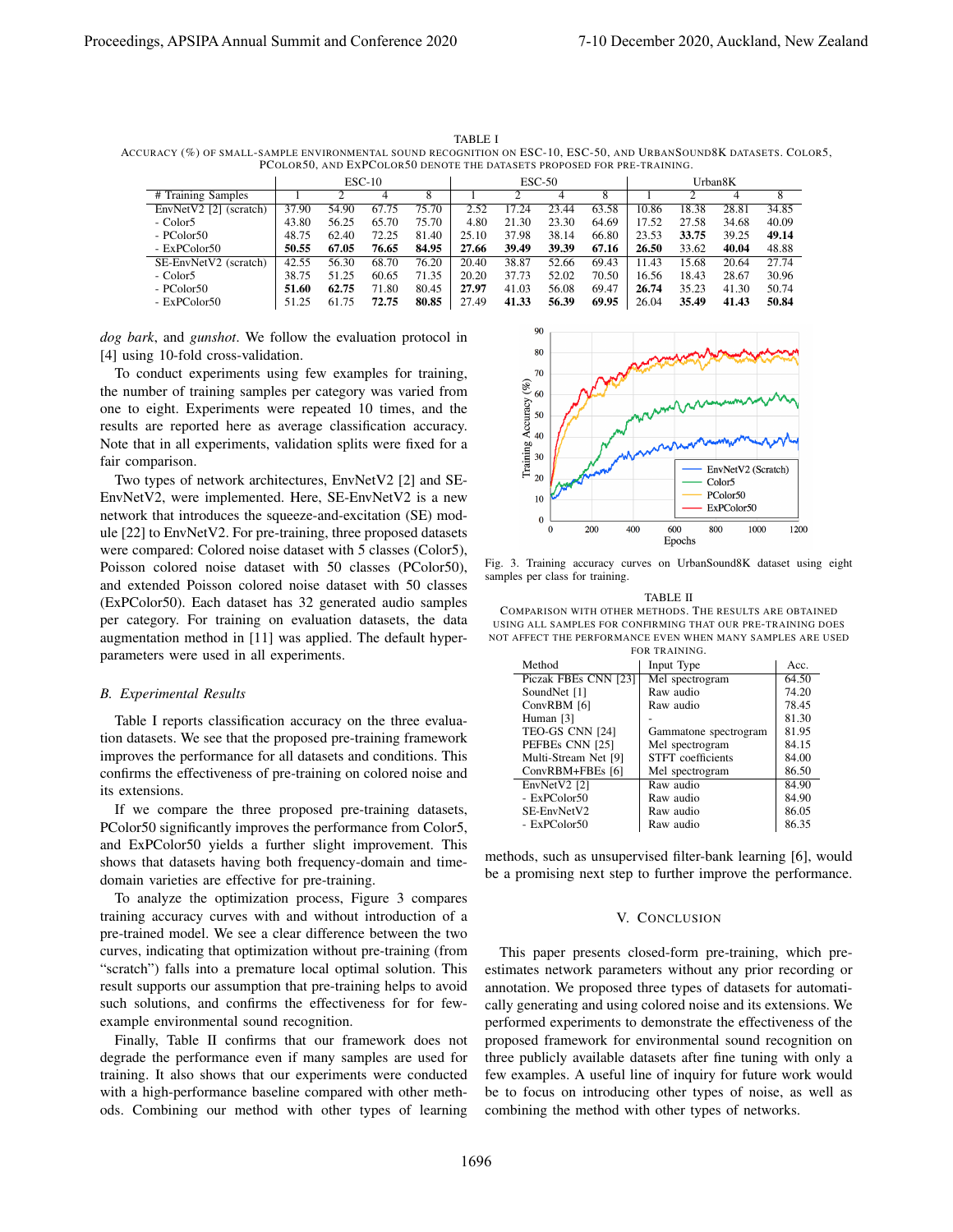TABLE I

ACCURACY (%) OF SMALL-SAMPLE ENVIRONMENTAL SOUND RECOGNITION ON ESC-10, ESC-50, AND URBANSOUND8K DATASETS. COLOR5, PCOLOR50, AND EXPCOLOR50 DENOTE THE DATASETS PROPOSED FOR PRE-TRAINING.

| | ESC-10 | | | | ESC-50 | | | | Urban8K | | | |
|---|---|---|---|---|---|---|---|---|---|---|---|---|
| # Training Samples | 1 | 2 | 4 | 8 | 1 | 2 | 4 | 8 | 1 | 2 | 4 | 8 |
| EnvNetV2 [2] (scratch) | 37.90 | 54.90 | 67.75 | 75.70 | 2.52 | 17.24 | 23.44 | 63.58 | 10.86 | 18.38 | 28.81 | 34.85 |
| - Color5 | 43.80 | 56.25 | 65.70 | 75.70 | 4.80 | 21.30 | 23.30 | 64.69 | 17.52 | 27.58 | 34.68 | 40.09 |
| - PColor50 | 48.75 | 62.40 | 72.25 | 81.40 | 25.10 | 37.98 | 38.14 | 66.80 | 23.53 | **33.75** | 39.25 | **49.14** |
| - ExPColor50 | **50.55** | **67.05** | **76.65** | **84.95** | **27.66** | **39.49** | **39.39** | **67.16** | **26.50** | 33.62 | **40.04** | 48.88 |
| SE-EnvNetV2 (scratch) | 42.55 | 56.30 | 68.70 | 76.20 | 20.40 | 38.87 | 52.66 | 69.43 | 11.43 | 15.68 | 20.64 | 27.74 |
| - Color5 | 38.75 | 51.25 | 60.65 | 71.35 | 20.20 | 37.73 | 52.02 | 70.50 | 16.56 | 18.43 | 28.67 | 30.96 |
| - PColor50 | **51.60** | **62.75** | 71.80 | 80.45 | **27.97** | 41.03 | 56.08 | 69.47 | **26.74** | 35.23 | 41.30 | 50.74 |
| - ExPColor50 | 51.25 | 61.75 | **72.75** | **80.85** | 27.49 | **41.33** | **56.39** | **69.95** | 26.04 | **35.49** | **41.43** | **50.84** |

*dog bark*, and *gunshot*. We follow the evaluation protocol in [4] using 10-fold cross-validation.

To conduct experiments using few examples for training, the number of training samples per category was varied from one to eight. Experiments were repeated 10 times, and the results are reported here as average classification accuracy. Note that in all experiments, validation splits were fixed for a fair comparison.

Two types of network architectures, EnvNetV2 [2] and SE-EnvNetV2, were implemented. Here, SE-EnvNetV2 is a new network that introduces the squeeze-and-excitation (SE) module [22] to EnvNetV2. For pre-training, three proposed datasets were compared: Colored noise dataset with 5 classes (Color5), Poisson colored noise dataset with 50 classes (PColor50), and extended Poisson colored noise dataset with 50 classes (ExPColor50). Each dataset has 32 generated audio samples per category. For training on evaluation datasets, the data augmentation method in [11] was applied. The default hyper-parameters were used in all experiments.

### B. Experimental Results

Table I reports classification accuracy on the three evaluation datasets. We see that the proposed pre-training framework improves the performance for all datasets and conditions. This confirms the effectiveness of pre-training on colored noise and its extensions.

If we compare the three proposed pre-training datasets, PColor50 significantly improves the performance from Color5, and ExPColor50 yields a further slight improvement. This shows that datasets having both frequency-domain and time-domain varieties are effective for pre-training.

To analyze the optimization process, Figure 3 compares training accuracy curves with and without introduction of a pre-trained model. We see a clear difference between the two curves, indicating that optimization without pre-training (from "scratch") falls into a premature local optimal solution. This result supports our assumption that pre-training helps to avoid such solutions, and confirms the effectiveness for for few-example environmental sound recognition.

Finally, Table II confirms that our framework does not degrade the performance even if many samples are used for training. It also shows that our experiments were conducted with a high-performance baseline compared with other methods. Combining our method with other types of learning methods, such as unsupervised filter-bank learning [6], would be a promising next step to further improve the performance.

Fig. 3. Training accuracy curves on UrbanSound8K dataset using eight samples per class for training.

TABLE II

COMPARISON WITH OTHER METHODS. THE RESULTS ARE OBTAINED USING ALL SAMPLES FOR CONFIRMING THAT OUR PRE-TRAINING DOES NOT AFFECT THE PERFORMANCE EVEN WHEN MANY SAMPLES ARE USED FOR TRAINING.

| Method | Input Type | Acc. |
|---|---|---|
| Piczak FBEs CNN [23] | Mel spectrogram | 64.50 |
| SoundNet [1] | Raw audio | 74.20 |
| ConvRBM [6] | Raw audio | 78.45 |
| Human [3] | - | 81.30 |
| TEO-GS CNN [24] | Gammatone spectrogram | 81.95 |
| PEFBEs CNN [25] | Mel spectrogram | 84.15 |
| Multi-Stream Net [9] | STFT coefficients | 84.00 |
| ConvRBM+FBEs [6] | Mel spectrogram | 86.50 |
| EnvNetV2 [2] | Raw audio | 84.90 |
| - ExPColor50 | Raw audio | 84.90 |
| SE-EnvNetV2 | Raw audio | 86.05 |
| - ExPColor50 | Raw audio | 86.35 |

## V. CONCLUSION

This paper presents closed-form pre-training, which pre-estimates network parameters without any prior recording or annotation. We proposed three types of datasets for automatically generating and using colored noise and its extensions. We performed experiments to demonstrate the effectiveness of the proposed framework for environmental sound recognition on three publicly available datasets after fine tuning with only a few examples. A useful line of inquiry for future work would be to focus on introducing other types of noise, as well as combining the method with other types of networks.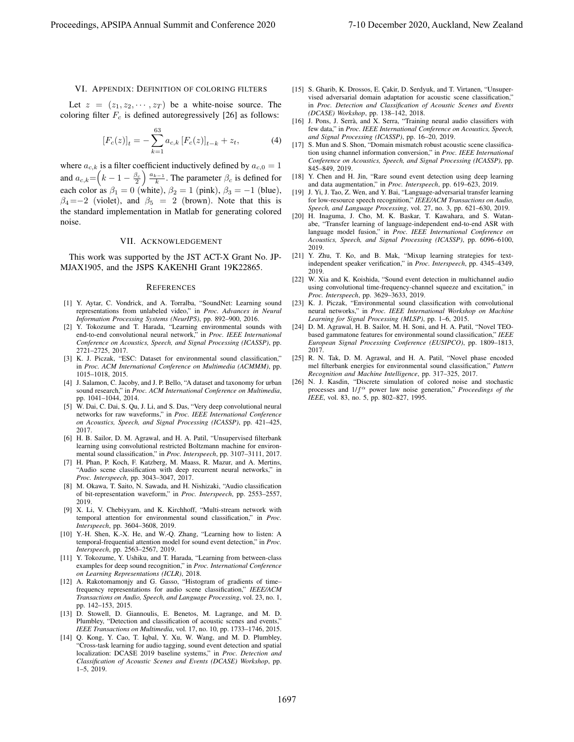## VI. Appendix: Definition of coloring filters

Let $z = (z_1, z_2, \cdots, z_T)$ be a white-noise source. The coloring filter $F_c$ is defined autoregressively [26] as follows:

$$[F_c(z)]_t = -\sum_{k=1}^{63} a_{c,k} \, [F_c(z)]_{t-k} + z_t, \tag{4}$$

where $a_{c,k}$ is a filter coefficient inductively defined by $a_{c,0} = 1$ and $a_{c,k} = \left(k - 1 - \frac{\beta_c}{2}\right) \frac{a_{k-1}}{k}$. The parameter $\beta_c$ is defined for each color as $\beta_1 = 0$ (white), $\beta_2 = 1$ (pink), $\beta_3 = -1$ (blue), $\beta_4 = -2$ (violet), and $\beta_5 = 2$ (brown). Note that this is the standard implementation in Matlab for generating colored noise.

## VII. Acknowledgement

This work was supported by the JST ACT-X Grant No. JPMJAX1905, and the JSPS KAKENHI Grant 19K22865.

## References

[1] Y. Aytar, C. Vondrick, and A. Torralba, "SoundNet: Learning sound representations from unlabeled video," in *Proc. Advances in Neural Information Processing Systems (NeurIPS)*, pp. 892–900, 2016.

[2] Y. Tokozume and T. Harada, "Learning environmental sounds with end-to-end convolutional neural network," in *Proc. IEEE International Conference on Acoustics, Speech, and Signal Processing (ICASSP)*, pp. 2721–2725, 2017.

[3] K. J. Piczak, "ESC: Dataset for environmental sound classification," in *Proc. ACM International Conference on Multimedia (ACMMM)*, pp. 1015–1018, 2015.

[4] J. Salamon, C. Jacoby, and J. P. Bello, "A dataset and taxonomy for urban sound research," in *Proc. ACM International Conference on Multimedia*, pp. 1041–1044, 2014.

[5] W. Dai, C. Dai, S. Qu, J. Li, and S. Das, "Very deep convolutional neural networks for raw waveforms," in *Proc. IEEE International Conference on Acoustics, Speech, and Signal Processing (ICASSP)*, pp. 421–425, 2017.

[6] H. B. Sailor, D. M. Agrawal, and H. A. Patil, "Unsupervised filterbank learning using convolutional restricted Boltzmann machine for environmental sound classification," in *Proc. Interspeech*, pp. 3107–3111, 2017.

[7] H. Phan, P. Koch, F. Katzberg, M. Maass, R. Mazur, and A. Mertins, "Audio scene classification with deep recurrent neural networks," in *Proc. Interspeech*, pp. 3043–3047, 2017.

[8] M. Okawa, T. Saito, N. Sawada, and H. Nishizaki, "Audio classification of bit-representation waveform," in *Proc. Interspeech*, pp. 2553–2557, 2019.

[9] X. Li, V. Chebiyyam, and K. Kirchhoff, "Multi-stream network with temporal attention for environmental sound classification," in *Proc. Interspeech*, pp. 3604–3608, 2019.

[10] Y.-H. Shen, K.-X. He, and W.-Q. Zhang, "Learning how to listen: A temporal-frequential attention model for sound event detection," in *Proc. Interspeech*, pp. 2563–2567, 2019.

[11] Y. Tokozume, Y. Ushiku, and T. Harada, "Learning from between-class examples for deep sound recognition," in *Proc. International Conference on Learning Representations (ICLR)*, 2018.

[12] A. Rakotomamonjy and G. Gasso, "Histogram of gradients of time–frequency representations for audio scene classification," *IEEE/ACM Transactions on Audio, Speech, and Language Processing*, vol. 23, no. 1, pp. 142–153, 2015.

[13] D. Stowell, D. Giannoulis, E. Benetos, M. Lagrange, and M. D. Plumbley, "Detection and classification of acoustic scenes and events," *IEEE Transactions on Multimedia*, vol. 17, no. 10, pp. 1733–1746, 2015.

[14] Q. Kong, Y. Cao, T. Iqbal, Y. Xu, W. Wang, and M. D. Plumbley, "Cross-task learning for audio tagging, sound event detection and spatial localization: DCASE 2019 baseline systems," in *Proc. Detection and Classification of Acoustic Scenes and Events (DCASE) Workshop*, pp. 1–5, 2019.

[15] S. Gharib, K. Drossos, E. Çakir, D. Serdyuk, and T. Virtanen, "Unsupervised adversarial domain adaptation for acoustic scene classification," in *Proc. Detection and Classification of Acoustic Scenes and Events (DCASE) Workshop*, pp. 138–142, 2018.

[16] J. Pons, J. Serrà, and X. Serra, "Training neural audio classifiers with few data," in *Proc. IEEE International Conference on Acoustics, Speech, and Signal Processing (ICASSP)*, pp. 16–20, 2019.

[17] S. Mun and S. Shon, "Domain mismatch robust acoustic scene classification using channel information conversion," in *Proc. IEEE International Conference on Acoustics, Speech, and Signal Processing (ICASSP)*, pp. 845–849, 2019.

[18] Y. Chen and H. Jin, "Rare sound event detection using deep learning and data augmentation," in *Proc. Interspeech*, pp. 619–623, 2019.

[19] J. Yi, J. Tao, Z. Wen, and Y. Bai, "Language-adversarial transfer learning for low-resource speech recognition," *IEEE/ACM Transactions on Audio, Speech, and Language Processing*, vol. 27, no. 3, pp. 621–630, 2019.

[20] H. Inaguma, J. Cho, M. K. Baskar, T. Kawahara, and S. Watanabe, "Transfer learning of language-independent end-to-end ASR with language model fusion," in *Proc. IEEE International Conference on Acoustics, Speech, and Signal Processing (ICASSP)*, pp. 6096–6100, 2019.

[21] Y. Zhu, T. Ko, and B. Mak, "Mixup learning strategies for text-independent speaker verification," in *Proc. Interspeech*, pp. 4345–4349, 2019.

[22] W. Xia and K. Koishida, "Sound event detection in multichannel audio using convolutional time-frequency-channel squeeze and excitation," in *Proc. Interspeech*, pp. 3629–3633, 2019.

[23] K. J. Piczak, "Environmental sound classification with convolutional neural networks," in *Proc. IEEE International Workshop on Machine Learning for Signal Processing (MLSP)*, pp. 1–6, 2015.

[24] D. M. Agrawal, H. B. Sailor, M. H. Soni, and H. A. Patil, "Novel TEO-based gammatone features for environmental sound classification," *IEEE European Signal Processing Conference (EUSIPCO)*, pp. 1809–1813, 2017.

[25] R. N. Tak, D. M. Agrawal, and H. A. Patil, "Novel phase encoded mel filterbank energies for environmental sound classification," *Pattern Recognition and Machine Intelligence*, pp. 317–325, 2017.

[26] N. J. Kasdin, "Discrete simulation of colored noise and stochastic processes and $1/f^{\alpha}$ power law noise generation," *Proceedings of the IEEE*, vol. 83, no. 5, pp. 802–827, 1995.